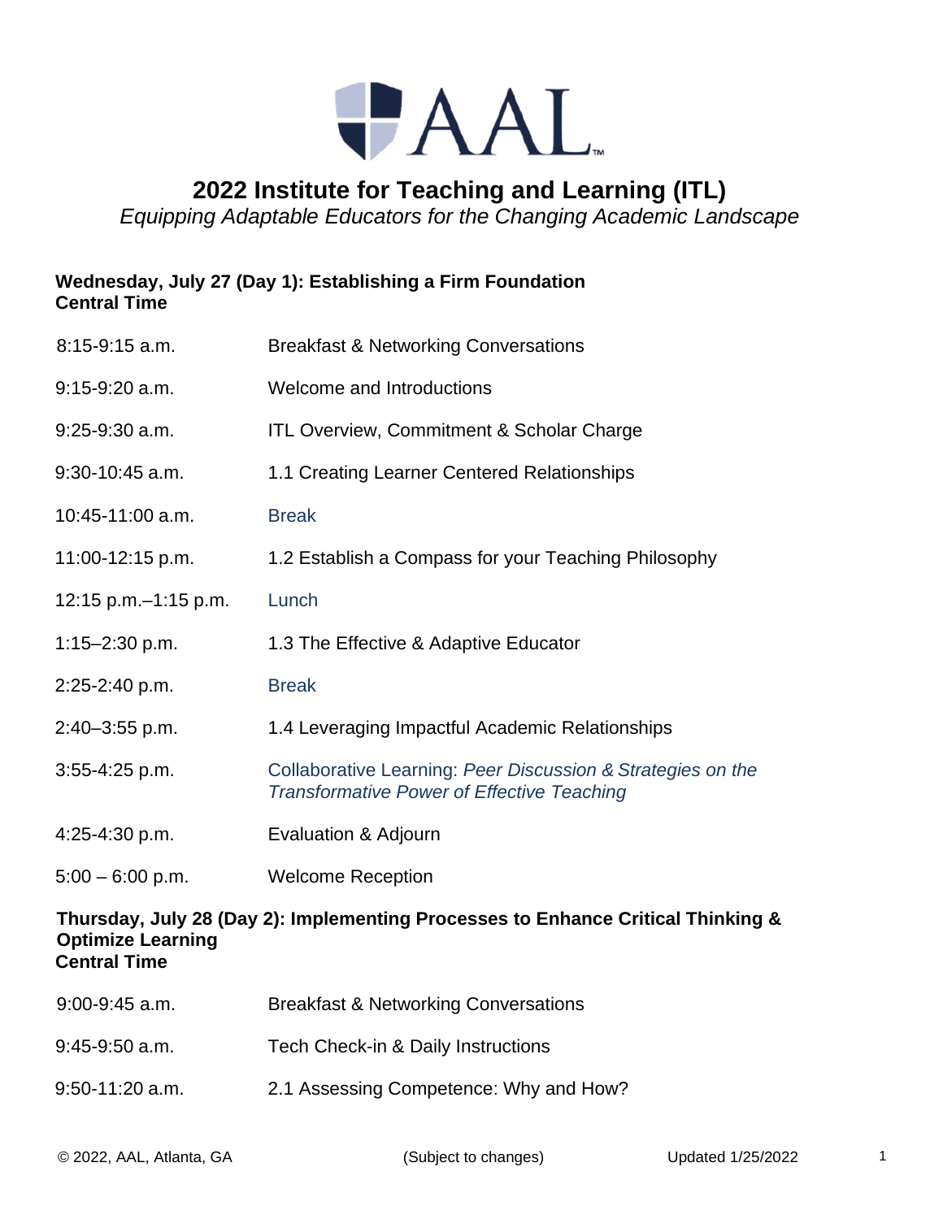# 2022 Institute for Teaching and Learning (ITL)

*Equipping Adaptable Educators for the Changing Academic Landscape*

## Wednesday, July 27 (Day 1): Establishing a Firm Foundation
**Central Time**

| | |
|---|---|
| 8:15-9:15 a.m. | Breakfast & Networking Conversations |
| 9:15-9:20 a.m. | Welcome and Introductions |
| 9:25-9:30 a.m. | ITL Overview, Commitment & Scholar Charge |
| 9:30-10:45 a.m. | 1.1 Creating Learner Centered Relationships |
| 10:45-11:00 a.m. | Break |
| 11:00-12:15 p.m. | 1.2 Establish a Compass for your Teaching Philosophy |
| 12:15 p.m.–1:15 p.m. | Lunch |
| 1:15–2:30 p.m. | 1.3 The Effective & Adaptive Educator |
| 2:25-2:40 p.m. | Break |
| 2:40–3:55 p.m. | 1.4 Leveraging Impactful Academic Relationships |
| 3:55-4:25 p.m. | Collaborative Learning: *Peer Discussion & Strategies on the Transformative Power of Effective Teaching* |
| 4:25-4:30 p.m. | Evaluation & Adjourn |
| 5:00 – 6:00 p.m. | Welcome Reception |

## Thursday, July 28 (Day 2): Implementing Processes to Enhance Critical Thinking & Optimize Learning
**Central Time**

| | |
|---|---|
| 9:00-9:45 a.m. | Breakfast & Networking Conversations |
| 9:45-9:50 a.m. | Tech Check-in & Daily Instructions |
| 9:50-11:20 a.m. | 2.1 Assessing Competence: Why and How? |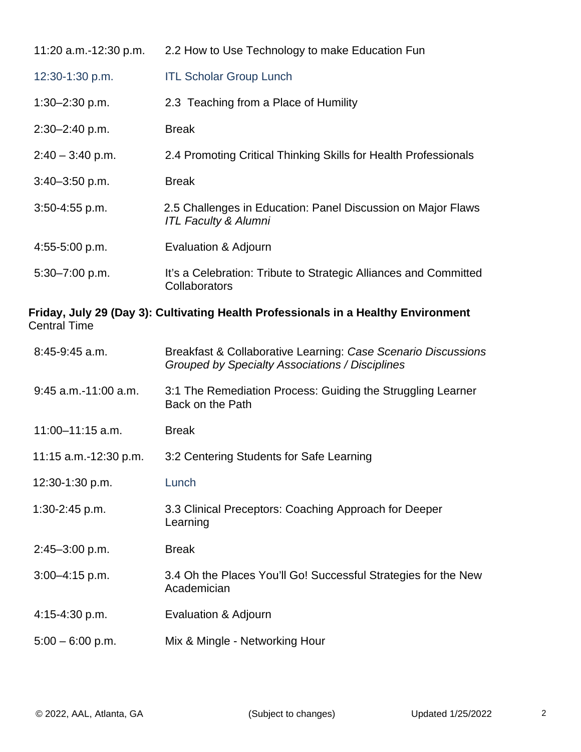| | |
|---|---|
| 11:20 a.m.-12:30 p.m. | 2.2 How to Use Technology to make Education Fun |
| 12:30-1:30 p.m. | ITL Scholar Group Lunch |
| 1:30–2:30 p.m. | 2.3 Teaching from a Place of Humility |
| 2:30–2:40 p.m. | Break |
| 2:40 – 3:40 p.m. | 2.4 Promoting Critical Thinking Skills for Health Professionals |
| 3:40–3:50 p.m. | Break |
| 3:50-4:55 p.m. | 2.5 Challenges in Education: Panel Discussion on Major Flaws *ITL Faculty & Alumni* |
| 4:55-5:00 p.m. | Evaluation & Adjourn |
| 5:30–7:00 p.m. | It's a Celebration: Tribute to Strategic Alliances and Committed Collaborators |

**Friday, July 29 (Day 3): Cultivating Health Professionals in a Healthy Environment**
Central Time

| | |
|---|---|
| 8:45-9:45 a.m. | Breakfast & Collaborative Learning: *Case Scenario Discussions Grouped by Specialty Associations / Disciplines* |
| 9:45 a.m.-11:00 a.m. | 3:1 The Remediation Process: Guiding the Struggling Learner Back on the Path |
| 11:00–11:15 a.m. | Break |
| 11:15 a.m.-12:30 p.m. | 3:2 Centering Students for Safe Learning |
| 12:30-1:30 p.m. | Lunch |
| 1:30-2:45 p.m. | 3.3 Clinical Preceptors: Coaching Approach for Deeper Learning |
| 2:45–3:00 p.m. | Break |
| 3:00–4:15 p.m. | 3.4 Oh the Places You'll Go! Successful Strategies for the New Academician |
| 4:15-4:30 p.m. | Evaluation & Adjourn |
| 5:00 – 6:00 p.m. | Mix & Mingle - Networking Hour |

© 2022, AAL, Atlanta, GA (Subject to changes) Updated 1/25/2022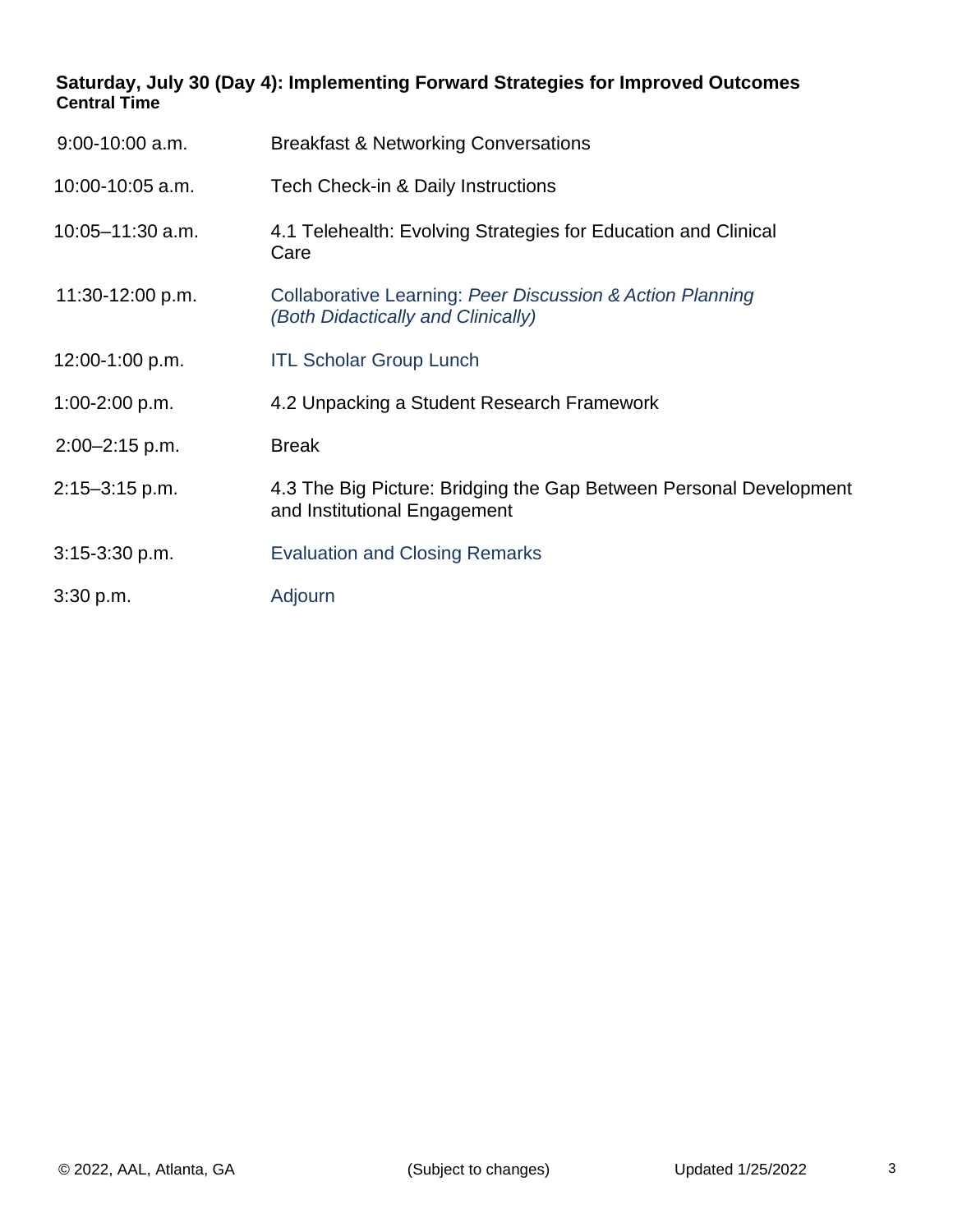**Saturday, July 30 (Day 4): Implementing Forward Strategies for Improved Outcomes**
**Central Time**

| | |
|---|---|
| 9:00-10:00 a.m. | Breakfast & Networking Conversations |
| 10:00-10:05 a.m. | Tech Check-in & Daily Instructions |
| 10:05–11:30 a.m. | 4.1 Telehealth: Evolving Strategies for Education and Clinical Care |
| 11:30-12:00 p.m. | Collaborative Learning: *Peer Discussion & Action Planning (Both Didactically and Clinically)* |
| 12:00-1:00 p.m. | ITL Scholar Group Lunch |
| 1:00-2:00 p.m. | 4.2 Unpacking a Student Research Framework |
| 2:00–2:15 p.m. | Break |
| 2:15–3:15 p.m. | 4.3 The Big Picture: Bridging the Gap Between Personal Development and Institutional Engagement |
| 3:15-3:30 p.m. | Evaluation and Closing Remarks |
| 3:30 p.m. | Adjourn |